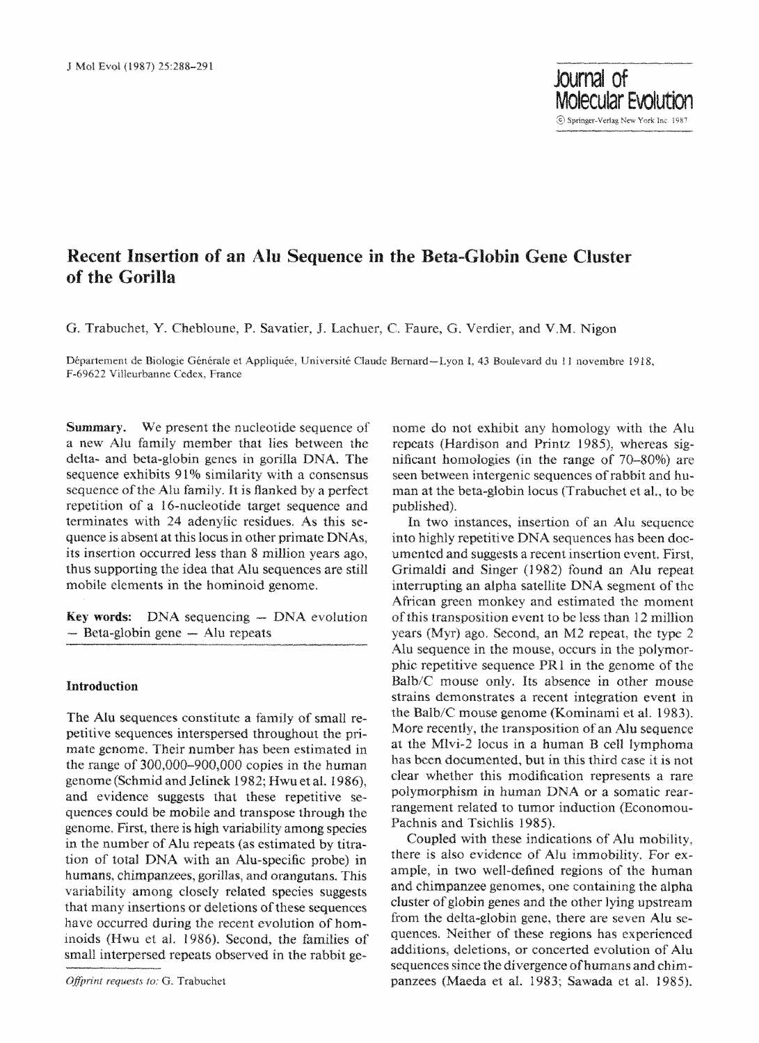# Recent Insertion of an Alu Sequence in the Beta-Globin Gene Cluster of the Gorilla

G. Trabuchet, Y. Chebloune, P. Savatier, J. Lachuer, C. Faure, G. Verdier, and V.M. Nigon

Département de Biologie Générale et Appliquée, Université Claude Bernard—Lyon I, 43 Boulevard du 11 novembre 1918, F-69622 Villeurbanne Cedex, France

**Summary.** We present the nucleotide sequence of a new Alu family member that lies between the delta- and beta-globin genes in gorilla DNA. The sequence exhibits 91% similarity with a consensus sequence of the Alu family. It is flanked by a perfect repetition of a 16-nucleotide target sequence and terminates with 24 adenylic residues. As this sequence is absent at this locus in other primate DNAs, its insertion occurred less than 8 million years ago, thus supporting the idea that Alu sequences are still mobile elements in the hominoid genome.

**Key words:** DNA sequencing — DNA evolution — Beta-globin gene — Alu repeats

## Introduction

The Alu sequences constitute a family of small repetitive sequences interspersed throughout the primate genome. Their number has been estimated in the range of 300,000–900,000 copies in the human genome (Schmid and Jelinek 1982; Hwu et al. 1986), and evidence suggests that these repetitive sequences could be mobile and transpose through the genome. First, there is high variability among species in the number of Alu repeats (as estimated by titration of total DNA with an Alu-specific probe) in humans, chimpanzees, gorillas, and orangutans. This variability among closely related species suggests that many insertions or deletions of these sequences have occurred during the recent evolution of hominoids (Hwu et al. 1986). Second, the families of small interspersed repeats observed in the rabbit genome do not exhibit any homology with the Alu repeats (Hardison and Printz 1985), whereas significant homologies (in the range of 70–80%) are seen between intergenic sequences of rabbit and human at the beta-globin locus (Trabuchet et al., to be published).

In two instances, insertion of an Alu sequence into highly repetitive DNA sequences has been documented and suggests a recent insertion event. First, Grimaldi and Singer (1982) found an Alu repeat interrupting an alpha satellite DNA segment of the African green monkey and estimated the moment of this transposition event to be less than 12 million years (Myr) ago. Second, an M2 repeat, the type 2 Alu sequence in the mouse, occurs in the polymorphic repetitive sequence PR1 in the genome of the Balb/C mouse only. Its absence in other mouse strains demonstrates a recent integration event in the Balb/C mouse genome (Kominami et al. 1983). More recently, the transposition of an Alu sequence at the Mlvi-2 locus in a human B cell lymphoma has been documented, but in this third case it is not clear whether this modification represents a rare polymorphism in human DNA or a somatic rearrangement related to tumor induction (Economou-Pachnis and Tsichlis 1985).

Coupled with these indications of Alu mobility, there is also evidence of Alu immobility. For example, in two well-defined regions of the human and chimpanzee genomes, one containing the alpha cluster of globin genes and the other lying upstream from the delta-globin gene, there are seven Alu sequences. Neither of these regions has experienced additions, deletions, or concerted evolution of Alu sequences since the divergence of humans and chimpanzees (Maeda et al. 1983; Sawada et al. 1985).

*Offprint requests to:* G. Trabuchet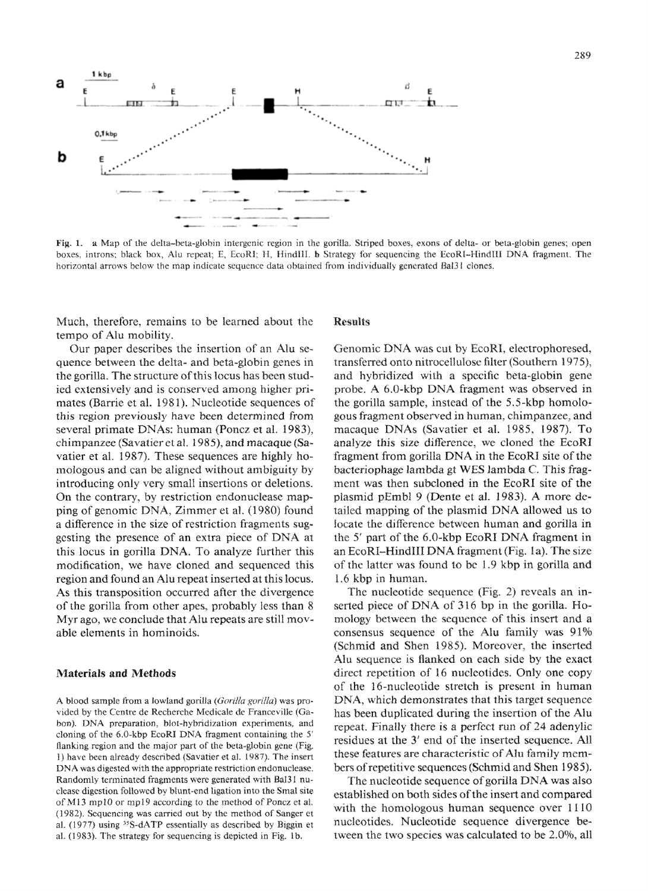Fig. 1. **a** Map of the delta–beta-globin intergenic region in the gorilla. Striped boxes, exons of delta- or beta-globin genes; open boxes, introns; black box, Alu repeat; E, EcoRI; H, HindIII. **b** Strategy for sequencing the EcoRI–HindIII DNA fragment. The horizontal arrows below the map indicate sequence data obtained from individually generated Bal31 clones.

Much, therefore, remains to be learned about the tempo of Alu mobility.

Our paper describes the insertion of an Alu sequence between the delta- and beta-globin genes in the gorilla. The structure of this locus has been studied extensively and is conserved among higher primates (Barrie et al. 1981). Nucleotide sequences of this region previously have been determined from several primate DNAs: human (Poncz et al. 1983), chimpanzee (Savatier et al. 1985), and macaque (Savatier et al. 1987). These sequences are highly homologous and can be aligned without ambiguity by introducing only very small insertions or deletions. On the contrary, by restriction endonuclease mapping of genomic DNA, Zimmer et al. (1980) found a difference in the size of restriction fragments suggesting the presence of an extra piece of DNA at this locus in gorilla DNA. To analyze further this modification, we have cloned and sequenced this region and found an Alu repeat inserted at this locus. As this transposition occurred after the divergence of the gorilla from other apes, probably less than 8 Myr ago, we conclude that Alu repeats are still movable elements in hominoids.

## Materials and Methods

A blood sample from a lowland gorilla (*Gorilla gorilla*) was provided by the Centre de Recherche Medicale de Franceville (Gabon). DNA preparation, blot-hybridization experiments, and cloning of the 6.0-kbp EcoRI DNA fragment containing the 5′ flanking region and the major part of the beta-globin gene (Fig. 1) have been already described (Savatier et al. 1987). The insert DNA was digested with the appropriate restriction endonuclease. Randomly terminated fragments were generated with Bal31 nuclease digestion followed by blunt-end ligation into the SmaI site of M13 mp10 or mp19 according to the method of Poncz et al. (1982). Sequencing was carried out by the method of Sanger et al. (1977) using $^{35}$S-dATP essentially as described by Biggin et al. (1983). The strategy for sequencing is depicted in Fig. 1b.

## Results

Genomic DNA was cut by EcoRI, electrophoresed, transferred onto nitrocellulose filter (Southern 1975), and hybridized with a specific beta-globin gene probe. A 6.0-kbp DNA fragment was observed in the gorilla sample, instead of the 5.5-kbp homologous fragment observed in human, chimpanzee, and macaque DNAs (Savatier et al. 1985, 1987). To analyze this size difference, we cloned the EcoRI fragment from gorilla DNA in the EcoRI site of the bacteriophage lambda gt WES lambda C. This fragment was then subcloned in the EcoRI site of the plasmid pEmbl 9 (Dente et al. 1983). A more detailed mapping of the plasmid DNA allowed us to locate the difference between human and gorilla in the 5′ part of the 6.0-kbp EcoRI DNA fragment in an EcoRI–HindIII DNA fragment (Fig. 1a). The size of the latter was found to be 1.9 kbp in gorilla and 1.6 kbp in human.

The nucleotide sequence (Fig. 2) reveals an inserted piece of DNA of 316 bp in the gorilla. Homology between the sequence of this insert and a consensus sequence of the Alu family was 91% (Schmid and Shen 1985). Moreover, the inserted Alu sequence is flanked on each side by the exact direct repetition of 16 nucleotides. Only one copy of the 16-nucleotide stretch is present in human DNA, which demonstrates that this target sequence has been duplicated during the insertion of the Alu repeat. Finally there is a perfect run of 24 adenylic residues at the 3′ end of the inserted sequence. All these features are characteristic of Alu family members of repetitive sequences (Schmid and Shen 1985).

The nucleotide sequence of gorilla DNA was also established on both sides of the insert and compared with the homologous human sequence over 1110 nucleotides. Nucleotide sequence divergence between the two species was calculated to be 2.0%, all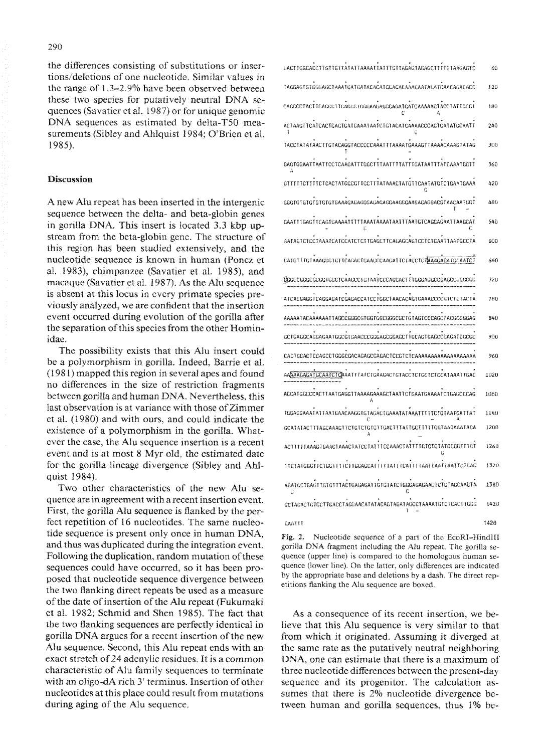the differences consisting of substitutions or insertions/deletions of one nucleotide. Similar values in the range of 1.3–2.9% have been observed between these two species for putatively neutral DNA sequences (Savatier et al. 1987) or for unique genomic DNA sequences as estimated by delta-T50 measurements (Sibley and Ahlquist 1984; O'Brien et al. 1985).

## Discussion

A new Alu repeat has been inserted in the intergenic sequence between the delta- and beta-globin genes in gorilla DNA. This insert is located 3.3 kbp upstream from the beta-globin gene. The structure of this region has been studied extensively, and the nucleotide sequence is known in human (Poncz et al. 1983), chimpanzee (Savatier et al. 1985), and macaque (Savatier et al. 1987). As the Alu sequence is absent at this locus in every primate species previously analyzed, we are confident that the insertion event occurred during evolution of the gorilla after the separation of this species from the other Hominidae.

The possibility exists that this Alu insert could be a polymorphism in gorilla. Indeed, Barrie et al. (1981) mapped this region in several apes and found no differences in the size of restriction fragments between gorilla and human DNA. Nevertheless, this last observation is at variance with those of Zimmer et al. (1980) and with ours, and could indicate the existence of a polymorphism in the gorilla. Whatever the case, the Alu sequence insertion is a recent event and is at most 8 Myr old, the estimated date for the gorilla lineage divergence (Sibley and Ahlquist 1984).

Two other characteristics of the new Alu sequence are in agreement with a recent insertion event. First, the gorilla Alu sequence is flanked by the perfect repetition of 16 nucleotides. The same nucleotide sequence is present only once in human DNA, and thus was duplicated during the integration event. Following the duplication, random mutation of these sequences could have occurred, so it has been proposed that nucleotide sequence divergence between the two flanking direct repeats be used as a measure of the date of insertion of the Alu repeat (Fukumaki et al. 1982; Schmid and Shen 1985). The fact that the two flanking sequences are perfectly identical in gorilla DNA argues for a recent insertion of the new Alu sequence. Second, this Alu repeat ends with an exact stretch of 24 adenylic residues. It is a common characteristic of Alu family sequences to terminate with an oligo-dA rich 3′ terminus. Insertion of other nucleotides at this place could result from mutations during aging of the Alu sequence.

```
GACTTGGCACCTTGTTGTTATATTAAAATTATTTGTTAGAGTAGAGCTTTTGTAAGAGTC   60

TAGGAGTGTGGGAGCTAAATGATGATACACATGCACACAAAGAATAGATCAACAGACACC  120

CAGGCCTACTTGAGGTTGAGGGTGGGAAGAGGGAGATGATGAAAAAGTACCTATTGGCT  180
                               C          A
ACTAAGTTCATCACTGAGTGATGAAATAATCTGTACATCAAAACCCAGTGATATGCAATT  240
 T                                     G
TACCTATATAACTTGTACAGGTACCCCCAAATTTAAAATGAAAGTTAAAACAAAGTATAG  300
                     T                 -
GAGTGGAATTAATTCCTCAAGATTTGGCTTTAATTTTATTTGATAATTTATCAAATGGTT  360
 A
GTTTTTCTTTTCTCACTATGGCGTTGCTTTATAAACTATGTTCAATATGTCTGAATGAAA  420
                                      G
GGGTGTGTGTGTGTGTGAAAGAGAGGGAGAGAGGAAGGGAAGAGAGGACGTAACAATGGT  480
                                                      T -
GAATTTGAGTTCAGTGAAAATTTTTAAATAAAATAATTTAATGTCAGGAGAATTAAGCAT  540
      -         C                                        C
AATAGTCTCCTAAATCATCCATCTCTTGAGCTTCAGAGCAGTCCTCTGAATTAATGCCTA  600

CATGTTTGTAAAGGGTGTTCAGACTGAAGCCAAGATTCTACCTCTAAAGAGATGCAATCT  660

GGCCGGGCGCGGTGGCTCAAGCCTGTAATCCCAGCACTTTGGGAGGCCGAGGCGGGCGG  720
-----------------------------------------------------------
ATCACGAGGTCAGGAGATCGAGACCATCCTGGCTAACACGGTGAAACCCCGTCTCTACTA  780
------------------------------------------------------------
AAAAATACAAAAAATTAGCCGGGCGTGGTGGCGGGCGCTGTAGTCCCAGCTACGCGGGAG  840
------------------------------------------------------------
GCTGAGGCAGGAGAATGGCGTGAACCCGGGAGCGGAGCTTGCAGTGAGCCGAGATCGCGC  900
------------------------------------------------------------
CACTGCACTCCAGCCTGGGCGACAGAGCGAGACTCCGTCTCAAAAAAAAAAAAAAAAAAA  960
------------------------------------------------------------
AAAAAGAGATGCAATCTCAAATTTATCTGAAGACTGTACCTCTGCTCTCCATAAATTGAC  1020
------------------
ACCATGGCCCACTTAATGAGGTTAAAAGAAAGCTAATTCTGAATGAAAATCTGAGCCCAG  1080
                  A
TGGAGGAAATATTAATGAACAAGGTGTAGACTGAAATATAAATTTTTCTGTAATGATTAT  1140
                            C            -            A
GCATATACTTTAGCAAAGTTCTGTCTGTGTTGACTTTATTGCTTTTTGGTAAGAAATACA  1200
                   A
ACTTTTTAAAGTGAACTAAACTATCCTATTTCCAAACTATTTTGTGTGTATGCGGTTTGT  1260
                                              G
TTCTATGGGTTCTGGTTTCTTGGAGCATTTTTATTTCATTTTAATTAATTAATTCTGAG  1320

AGATGCTGAGTTGTGTTTACTGAGAGATTGTGTATCTGGGAGAGAAGTCTGTAGCAAGTA  1380
 C                           C
GCTAGACTGTGCTTGACCTAGGAACATATACAGTAGATAGCCTAAAATGTCTCACTTGGG  1420
                                      T -
GAATTT                                                        1426
```

Fig. 2. Nucleotide sequence of a part of the EcoRI–HindIII gorilla DNA fragment including the Alu repeat. The gorilla sequence (upper line) is compared to the homologous human sequence (lower line). On the latter, only differences are indicated by the appropriate base and deletions by a dash. The direct repetitions flanking the Alu sequence are boxed.

As a consequence of its recent insertion, we believe that this Alu sequence is very similar to that from which it originated. Assuming it diverged at the same rate as the putatively neutral neighboring DNA, one can estimate that there is a maximum of three nucleotide differences between the present-day sequence and its progenitor. The calculation assumes that there is 2% nucleotide divergence between human and gorilla sequences, thus 1% be-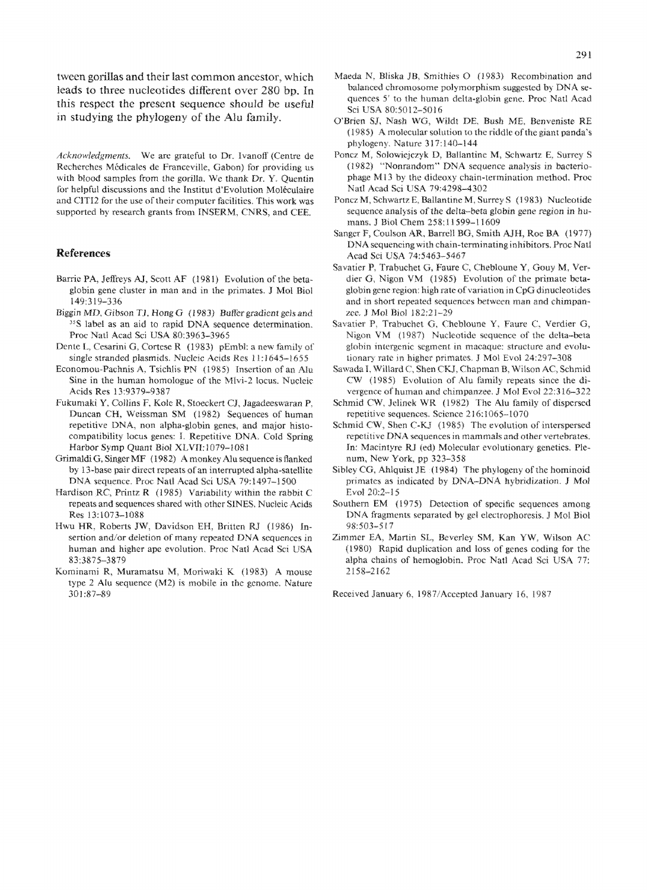tween gorillas and their last common ancestor, which leads to three nucleotides different over 280 bp. In this respect the present sequence should be useful in studying the phylogeny of the Alu family.

*Acknowledgments.* We are grateful to Dr. Ivanoff (Centre de Recherches Médicales de Franceville, Gabon) for providing us with blood samples from the gorilla. We thank Dr. Y. Quentin for helpful discussions and the Institut d'Evolution Moléculaire and CITI2 for the use of their computer facilities. This work was supported by research grants from INSERM, CNRS, and CEE.

## References

Barrie PA, Jeffreys AJ, Scott AF (1981) Evolution of the beta-globin gene cluster in man and in the primates. J Mol Biol 149:319–336

Biggin MD, Gibson TJ, Hong G (1983) Buffer gradient gels and $^{35}$S label as an aid to rapid DNA sequence determination. Proc Natl Acad Sci USA 80:3963–3965

Dente L, Cesarini G, Cortese R (1983) pEmbl: a new family of single stranded plasmids. Nucleic Acids Res 11:1645–1655

Economou-Pachnis A, Tsichlis PN (1985) Insertion of an Alu Sine in the human homologue of the Mlvi-2 locus. Nucleic Acids Res 13:9379–9387

Fukumaki Y, Collins F, Kole R, Stoeckert CJ, Jagadeeswaran P, Duncan CH, Weissman SM (1982) Sequences of human repetitive DNA, non alpha-globin genes, and major histocompatibility locus genes: I. Repetitive DNA. Cold Spring Harbor Symp Quant Biol XLVII:1079–1081

Grimaldi G, Singer MF (1982) A monkey Alu sequence is flanked by 13-base pair direct repeats of an interrupted alpha-satellite DNA sequence. Proc Natl Acad Sci USA 79:1497–1500

Hardison RC, Printz R (1985) Variability within the rabbit C repeats and sequences shared with other SINES. Nucleic Acids Res 13:1073–1088

Hwu HR, Roberts JW, Davidson EH, Britten RJ (1986) Insertion and/or deletion of many repeated DNA sequences in human and higher ape evolution. Proc Natl Acad Sci USA 83:3875–3879

Kominami R, Muramatsu M, Moriwaki K (1983) A mouse type 2 Alu sequence (M2) is mobile in the genome. Nature 301:87–89

Maeda N, Bliska JB, Smithies O (1983) Recombination and balanced chromosome polymorphism suggested by DNA sequences 5' to the human delta-globin gene. Proc Natl Acad Sci USA 80:5012–5016

O'Brien SJ, Nash WG, Wildt DE, Bush ME, Benveniste RE (1985) A molecular solution to the riddle of the giant panda's phylogeny. Nature 317:140–144

Poncz M, Solowiejczyk D, Ballantine M, Schwartz E, Surrey S (1982) "Nonrandom" DNA sequence analysis in bacteriophage M13 by the dideoxy chain-termination method. Proc Natl Acad Sci USA 79:4298–4302

Poncz M, Schwartz E, Ballantine M, Surrey S (1983) Nucleotide sequence analysis of the delta–beta globin gene region in humans. J Biol Chem 258:11599–11609

Sanger F, Coulson AR, Barrell BG, Smith AJH, Roe BA (1977) DNA sequencing with chain-terminating inhibitors. Proc Natl Acad Sci USA 74:5463–5467

Savatier P, Trabuchet G, Faure C, Chebloune Y, Gouy M, Verdier G, Nigon VM (1985) Evolution of the primate beta-globin gene region: high rate of variation in CpG dinucleotides and in short repeated sequences between man and chimpanzee. J Mol Biol 182:21–29

Savatier P, Trabuchet G, Chebloune Y, Faure C, Verdier G, Nigon VM (1987) Nucleotide sequence of the delta–beta globin intergenic segment in macaque: structure and evolutionary rate in higher primates. J Mol Evol 24:297–308

Sawada I, Willard C, Shen CKJ, Chapman B, Wilson AC, Schmid CW (1985) Evolution of Alu family repeats since the divergence of human and chimpanzee. J Mol Evol 22:316–322

Schmid CW, Jelinek WR (1982) The Alu family of dispersed repetitive sequences. Science 216:1065–1070

Schmid CW, Shen C-KJ (1985) The evolution of interspersed repetitive DNA sequences in mammals and other vertebrates. In: Macintyre RJ (ed) Molecular evolutionary genetics. Plenum, New York, pp 323–358

Sibley CG, Ahlquist JE (1984) The phylogeny of the hominoid primates as indicated by DNA-DNA hybridization. J Mol Evol 20:2–15

Southern EM (1975) Detection of specific sequences among DNA fragments separated by gel electrophoresis. J Mol Biol 98:503–517

Zimmer EA, Martin SL, Beverley SM, Kan YW, Wilson AC (1980) Rapid duplication and loss of genes coding for the alpha chains of hemoglobin. Proc Natl Acad Sci USA 77:2158–2162

Received January 6, 1987/Accepted January 16, 1987